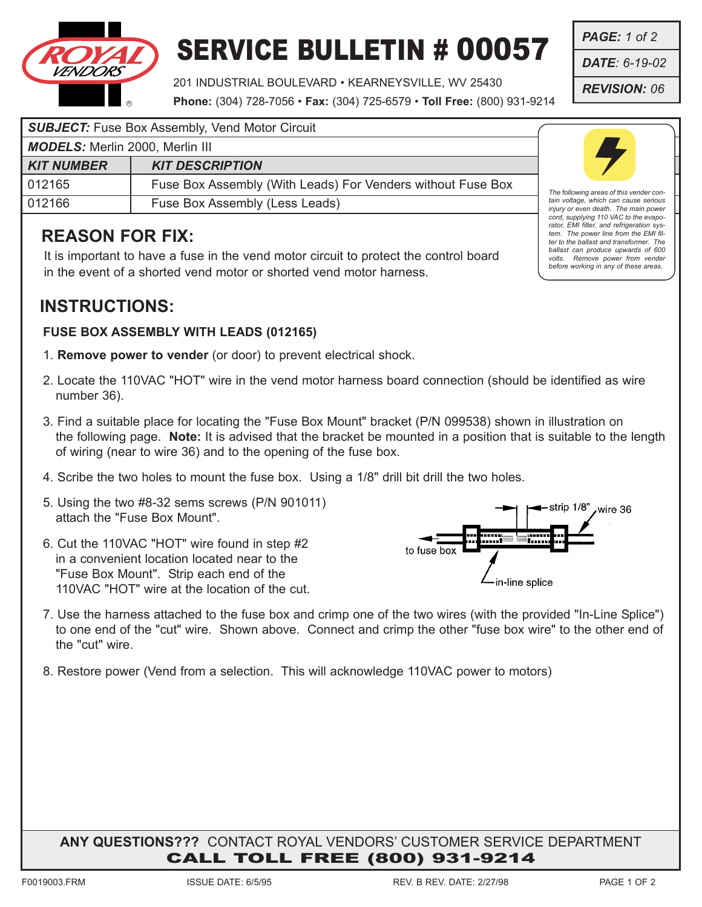# SERVICE BULLETIN # 00057

201 INDUSTRIAL BOULEVARD • KEARNEYSVILLE, WV 25430
**Phone:** (304) 728-7056 • **Fax:** (304) 725-6579 • **Toll Free:** (800) 931-9214

***PAGE:*** *1 of 2*
***DATE:*** *6-19-02*
***REVISION:*** *06*

***SUBJECT:*** Fuse Box Assembly, Vend Motor Circuit

***MODELS:*** Merlin 2000, Merlin III

| *KIT NUMBER* | *KIT DESCRIPTION* |
|---|---|
| 012165 | Fuse Box Assembly (With Leads) For Venders without Fuse Box |
| 012166 | Fuse Box Assembly (Less Leads) |

*The following areas of this vender contain voltage, which can cause serious injury or even death. The main power cord, supplying 110 VAC to the evaporator, EMI filter, and refrigeration system. The power line from the EMI filter to the ballast and transformer. The ballast can produce upwards of 600 volts. Remove power from vender before working in any of these areas.*

## REASON FOR FIX:

It is important to have a fuse in the vend motor circuit to protect the control board in the event of a shorted vend motor or shorted vend motor harness.

## INSTRUCTIONS:

### FUSE BOX ASSEMBLY WITH LEADS (012165)

1. **Remove power to vender** (or door) to prevent electrical shock.
2. Locate the 110VAC "HOT" wire in the vend motor harness board connection (should be identified as wire number 36).
3. Find a suitable place for locating the "Fuse Box Mount" bracket (P/N 099538) shown in illustration on the following page. **Note:** It is advised that the bracket be mounted in a position that is suitable to the length of wiring (near to wire 36) and to the opening of the fuse box.
4. Scribe the two holes to mount the fuse box. Using a 1/8" drill bit drill the two holes.
5. Using the two #8-32 sems screws (P/N 901011) attach the "Fuse Box Mount".
6. Cut the 110VAC "HOT" wire found in step #2 in a convenient location located near to the "Fuse Box Mount". Strip each end of the 110VAC "HOT" wire at the location of the cut.

strip 1/8" — wire 36 — to fuse box — in-line splice

7. Use the harness attached to the fuse box and crimp one of the two wires (with the provided "In-Line Splice") to one end of the "cut" wire. Shown above. Connect and crimp the other "fuse box wire" to the other end of the "cut" wire.
8. Restore power (Vend from a selection. This will acknowledge 110VAC power to motors)

**ANY QUESTIONS???** CONTACT ROYAL VENDORS' CUSTOMER SERVICE DEPARTMENT
**CALL TOLL FREE (800) 931-9214**

F0019003.FRM ISSUE DATE: 6/5/95 REV. B REV. DATE: 2/27/98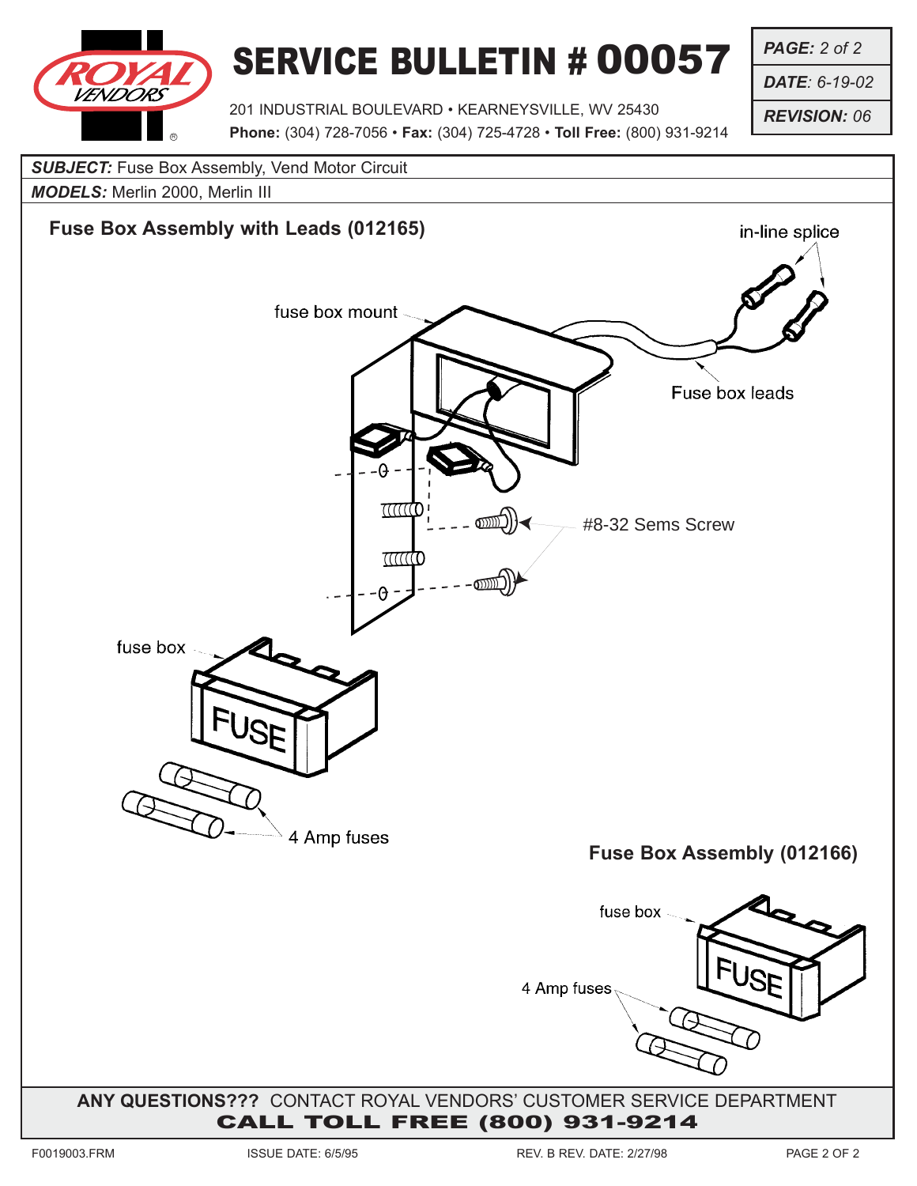# SERVICE BULLETIN # 00057

201 INDUSTRIAL BOULEVARD • KEARNEYSVILLE, WV 25430
**Phone:** (304) 728-7056 • **Fax:** (304) 725-4728 • **Toll Free:** (800) 931-9214

***DATE***: *6-19-02*
***REVISION:*** *06*

***SUBJECT:*** Fuse Box Assembly, Vend Motor Circuit
***MODELS:*** Merlin 2000, Merlin III

## Fuse Box Assembly with Leads (012165)

in-line splice

fuse box mount

Fuse box leads

#8-32 Sems Screw

fuse box

FUSE

4 Amp fuses

## Fuse Box Assembly (012166)

fuse box

FUSE

4 Amp fuses

**ANY QUESTIONS???** CONTACT ROYAL VENDORS' CUSTOMER SERVICE DEPARTMENT
**CALL TOLL FREE (800) 931-9214**

F0019003.FRM ISSUE DATE: 6/5/95 REV. B REV. DATE: 2/27/98